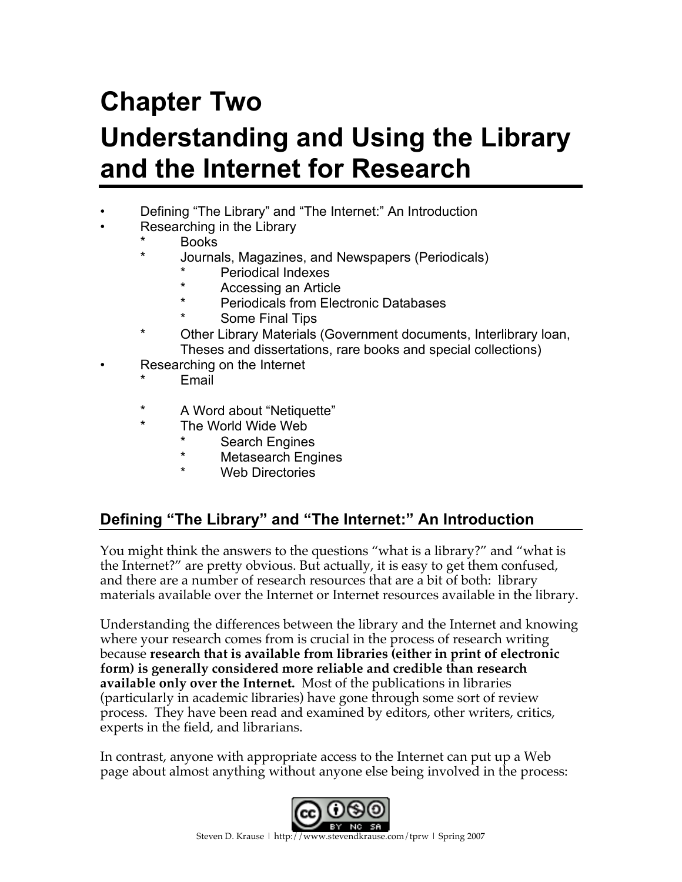# Chapter Two
# Understanding and Using the Library and the Internet for Research

- Defining "The Library" and "The Internet:" An Introduction
- Researching in the Library
  - Books
  - Journals, Magazines, and Newspapers (Periodicals)
    - Periodical Indexes
    - Accessing an Article
    - Periodicals from Electronic Databases
    - Some Final Tips
  - Other Library Materials (Government documents, Interlibrary loan, Theses and dissertations, rare books and special collections)
- Researching on the Internet
  - Email
  - A Word about "Netiquette"
  - The World Wide Web
    - Search Engines
    - Metasearch Engines
    - Web Directories

## Defining "The Library" and "The Internet:" An Introduction

You might think the answers to the questions "what is a library?" and "what is the Internet?" are pretty obvious. But actually, it is easy to get them confused, and there are a number of research resources that are a bit of both: library materials available over the Internet or Internet resources available in the library.

Understanding the differences between the library and the Internet and knowing where your research comes from is crucial in the process of research writing because **research that is available from libraries (either in print of electronic form) is generally considered more reliable and credible than research available only over the Internet.** Most of the publications in libraries (particularly in academic libraries) have gone through some sort of review process. They have been read and examined by editors, other writers, critics, experts in the field, and librarians.

In contrast, anyone with appropriate access to the Internet can put up a Web page about almost anything without anyone else being involved in the process: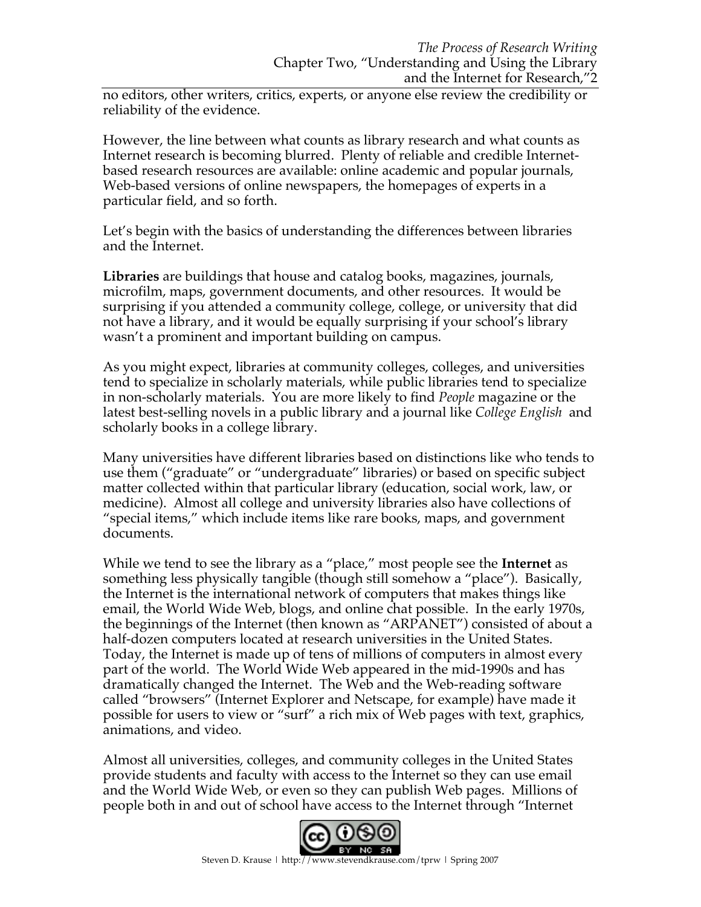no editors, other writers, critics, experts, or anyone else review the credibility or reliability of the evidence.

However, the line between what counts as library research and what counts as Internet research is becoming blurred. Plenty of reliable and credible Internet-based research resources are available: online academic and popular journals, Web-based versions of online newspapers, the homepages of experts in a particular field, and so forth.

Let's begin with the basics of understanding the differences between libraries and the Internet.

**Libraries** are buildings that house and catalog books, magazines, journals, microfilm, maps, government documents, and other resources. It would be surprising if you attended a community college, college, or university that did not have a library, and it would be equally surprising if your school's library wasn't a prominent and important building on campus.

As you might expect, libraries at community colleges, colleges, and universities tend to specialize in scholarly materials, while public libraries tend to specialize in non-scholarly materials. You are more likely to find *People* magazine or the latest best-selling novels in a public library and a journal like *College English* and scholarly books in a college library.

Many universities have different libraries based on distinctions like who tends to use them ("graduate" or "undergraduate" libraries) or based on specific subject matter collected within that particular library (education, social work, law, or medicine). Almost all college and university libraries also have collections of "special items," which include items like rare books, maps, and government documents.

While we tend to see the library as a "place," most people see the **Internet** as something less physically tangible (though still somehow a "place"). Basically, the Internet is the international network of computers that makes things like email, the World Wide Web, blogs, and online chat possible. In the early 1970s, the beginnings of the Internet (then known as "ARPANET") consisted of about a half-dozen computers located at research universities in the United States. Today, the Internet is made up of tens of millions of computers in almost every part of the world. The World Wide Web appeared in the mid-1990s and has dramatically changed the Internet. The Web and the Web-reading software called "browsers" (Internet Explorer and Netscape, for example) have made it possible for users to view or "surf" a rich mix of Web pages with text, graphics, animations, and video.

Almost all universities, colleges, and community colleges in the United States provide students and faculty with access to the Internet so they can use email and the World Wide Web, or even so they can publish Web pages. Millions of people both in and out of school have access to the Internet through "Internet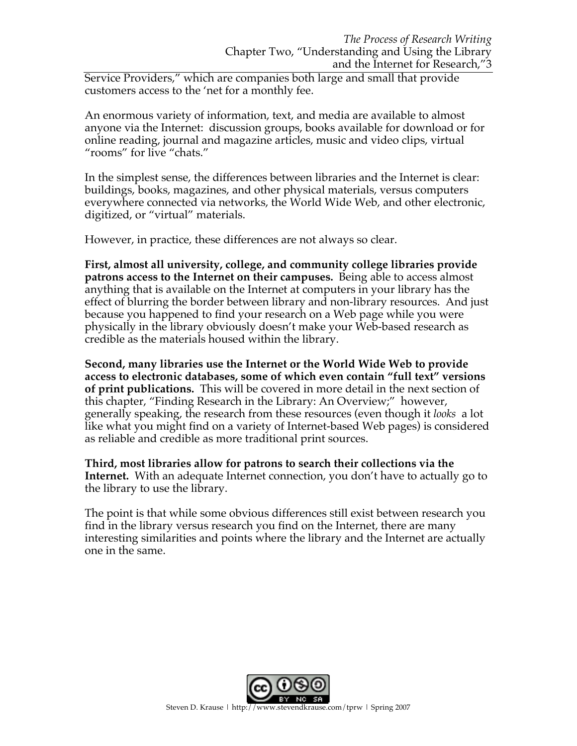Service Providers," which are companies both large and small that provide customers access to the 'net for a monthly fee.

An enormous variety of information, text, and media are available to almost anyone via the Internet: discussion groups, books available for download or for online reading, journal and magazine articles, music and video clips, virtual "rooms" for live "chats."

In the simplest sense, the differences between libraries and the Internet is clear: buildings, books, magazines, and other physical materials, versus computers everywhere connected via networks, the World Wide Web, and other electronic, digitized, or "virtual" materials.

However, in practice, these differences are not always so clear.

**First, almost all university, college, and community college libraries provide patrons access to the Internet on their campuses.** Being able to access almost anything that is available on the Internet at computers in your library has the effect of blurring the border between library and non-library resources. And just because you happened to find your research on a Web page while you were physically in the library obviously doesn't make your Web-based research as credible as the materials housed within the library.

**Second, many libraries use the Internet or the World Wide Web to provide access to electronic databases, some of which even contain "full text" versions of print publications.** This will be covered in more detail in the next section of this chapter, "Finding Research in the Library: An Overview;" however, generally speaking, the research from these resources (even though it *looks* a lot like what you might find on a variety of Internet-based Web pages) is considered as reliable and credible as more traditional print sources.

**Third, most libraries allow for patrons to search their collections via the Internet.** With an adequate Internet connection, you don't have to actually go to the library to use the library.

The point is that while some obvious differences still exist between research you find in the library versus research you find on the Internet, there are many interesting similarities and points where the library and the Internet are actually one in the same.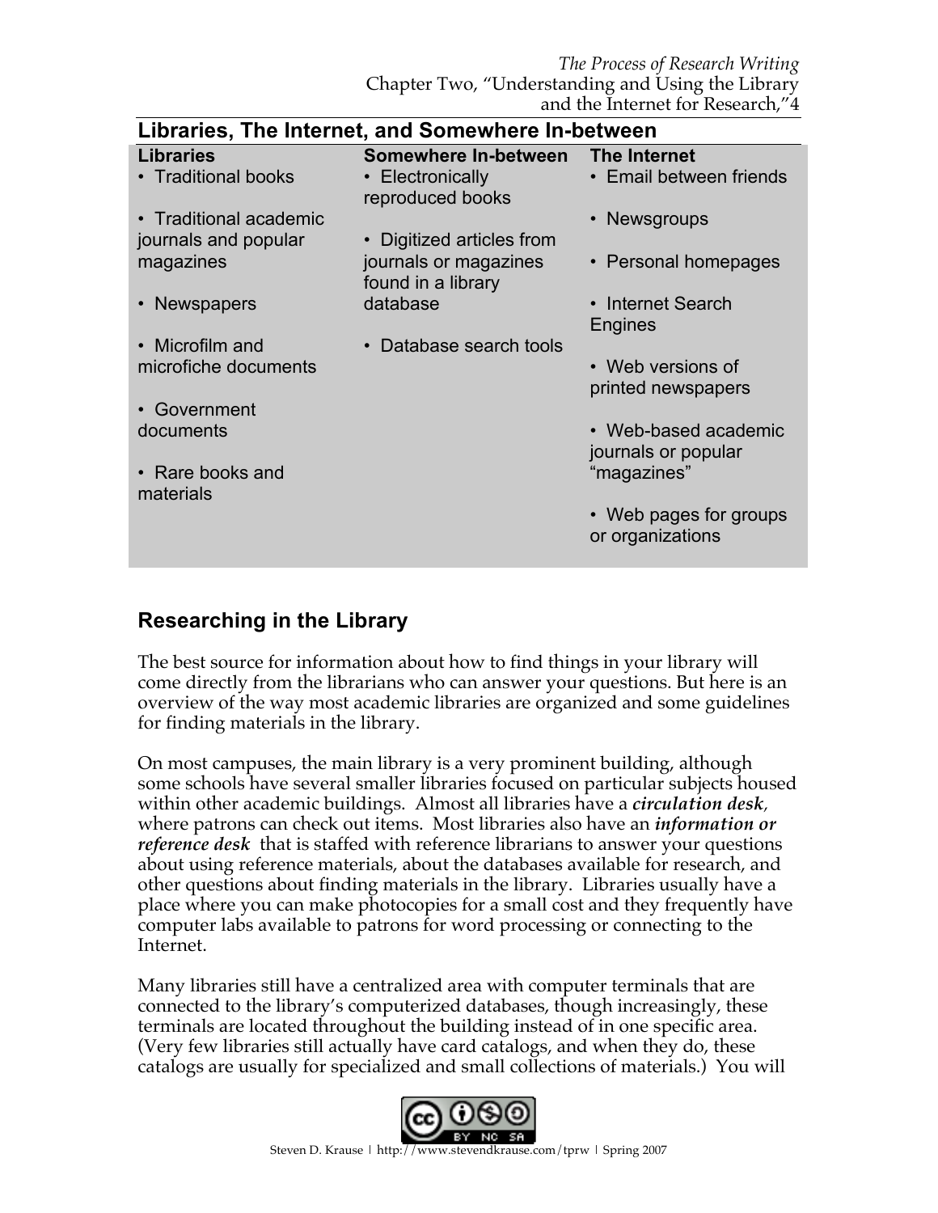## Libraries, The Internet, and Somewhere In-between

| Libraries | Somewhere In-between | The Internet |
|---|---|---|
| • Traditional books | • Electronically reproduced books | • Email between friends |
| • Traditional academic journals and popular magazines | • Digitized articles from journals or magazines found in a library database | • Newsgroups |
| • Newspapers | • Database search tools | • Personal homepages |
| • Microfilm and microfiche documents | | • Internet Search Engines |
| • Government documents | | • Web versions of printed newspapers |
| • Rare books and materials | | • Web-based academic journals or popular "magazines" |
| | | • Web pages for groups or organizations |

## Researching in the Library

The best source for information about how to find things in your library will come directly from the librarians who can answer your questions. But here is an overview of the way most academic libraries are organized and some guidelines for finding materials in the library.

On most campuses, the main library is a very prominent building, although some schools have several smaller libraries focused on particular subjects housed within other academic buildings. Almost all libraries have a ***circulation desk***, where patrons can check out items. Most libraries also have an ***information or reference desk*** that is staffed with reference librarians to answer your questions about using reference materials, about the databases available for research, and other questions about finding materials in the library. Libraries usually have a place where you can make photocopies for a small cost and they frequently have computer labs available to patrons for word processing or connecting to the Internet.

Many libraries still have a centralized area with computer terminals that are connected to the library's computerized databases, though increasingly, these terminals are located throughout the building instead of in one specific area. (Very few libraries still actually have card catalogs, and when they do, these catalogs are usually for specialized and small collections of materials.) You will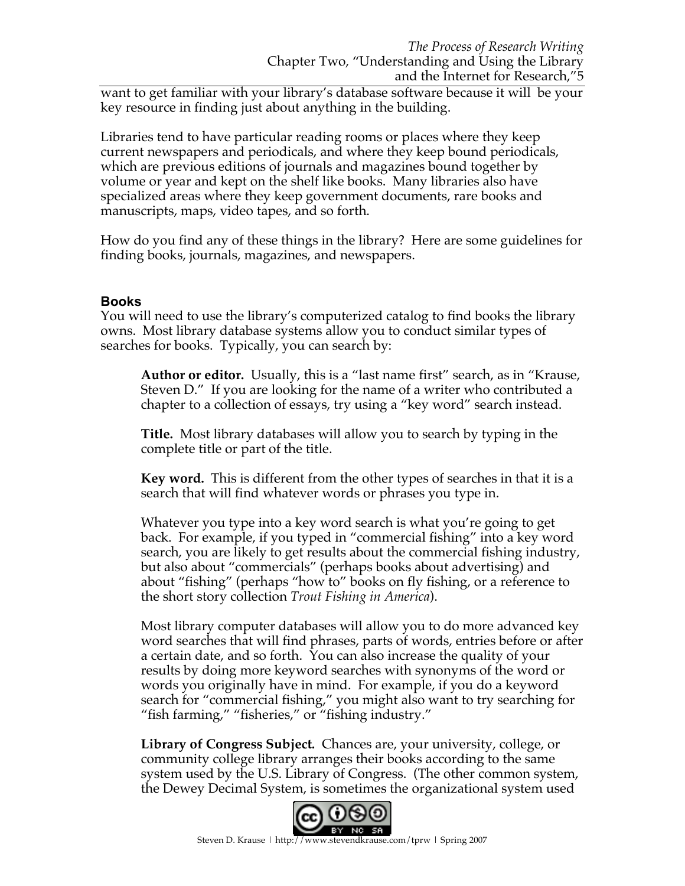want to get familiar with your library's database software because it will be your key resource in finding just about anything in the building.

Libraries tend to have particular reading rooms or places where they keep current newspapers and periodicals, and where they keep bound periodicals, which are previous editions of journals and magazines bound together by volume or year and kept on the shelf like books. Many libraries also have specialized areas where they keep government documents, rare books and manuscripts, maps, video tapes, and so forth.

How do you find any of these things in the library? Here are some guidelines for finding books, journals, magazines, and newspapers.

### Books

You will need to use the library's computerized catalog to find books the library owns. Most library database systems allow you to conduct similar types of searches for books. Typically, you can search by:

> **Author or editor.** Usually, this is a "last name first" search, as in "Krause, Steven D." If you are looking for the name of a writer who contributed a chapter to a collection of essays, try using a "key word" search instead.
>
> **Title.** Most library databases will allow you to search by typing in the complete title or part of the title.
>
> **Key word.** This is different from the other types of searches in that it is a search that will find whatever words or phrases you type in.
>
> Whatever you type into a key word search is what you're going to get back. For example, if you typed in "commercial fishing" into a key word search, you are likely to get results about the commercial fishing industry, but also about "commercials" (perhaps books about advertising) and about "fishing" (perhaps "how to" books on fly fishing, or a reference to the short story collection *Trout Fishing in America*).
>
> Most library computer databases will allow you to do more advanced key word searches that will find phrases, parts of words, entries before or after a certain date, and so forth. You can also increase the quality of your results by doing more keyword searches with synonyms of the word or words you originally have in mind. For example, if you do a keyword search for "commercial fishing," you might also want to try searching for "fish farming," "fisheries," or "fishing industry."
>
> **Library of Congress Subject.** Chances are, your university, college, or community college library arranges their books according to the same system used by the U.S. Library of Congress. (The other common system, the Dewey Decimal System, is sometimes the organizational system used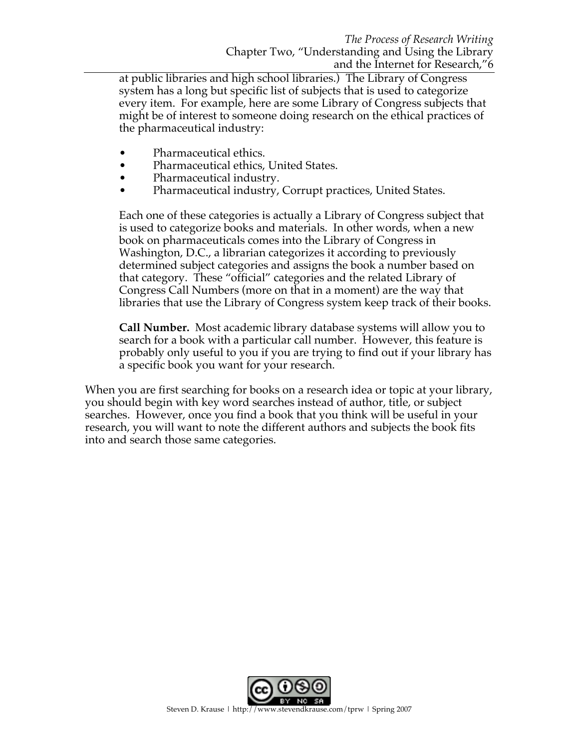at public libraries and high school libraries.) The Library of Congress system has a long but specific list of subjects that is used to categorize every item. For example, here are some Library of Congress subjects that might be of interest to someone doing research on the ethical practices of the pharmaceutical industry:

- Pharmaceutical ethics.
- Pharmaceutical ethics, United States.
- Pharmaceutical industry.
- Pharmaceutical industry, Corrupt practices, United States.

Each one of these categories is actually a Library of Congress subject that is used to categorize books and materials. In other words, when a new book on pharmaceuticals comes into the Library of Congress in Washington, D.C., a librarian categorizes it according to previously determined subject categories and assigns the book a number based on that category. These "official" categories and the related Library of Congress Call Numbers (more on that in a moment) are the way that libraries that use the Library of Congress system keep track of their books.

**Call Number.** Most academic library database systems will allow you to search for a book with a particular call number. However, this feature is probably only useful to you if you are trying to find out if your library has a specific book you want for your research.

When you are first searching for books on a research idea or topic at your library, you should begin with key word searches instead of author, title, or subject searches. However, once you find a book that you think will be useful in your research, you will want to note the different authors and subjects the book fits into and search those same categories.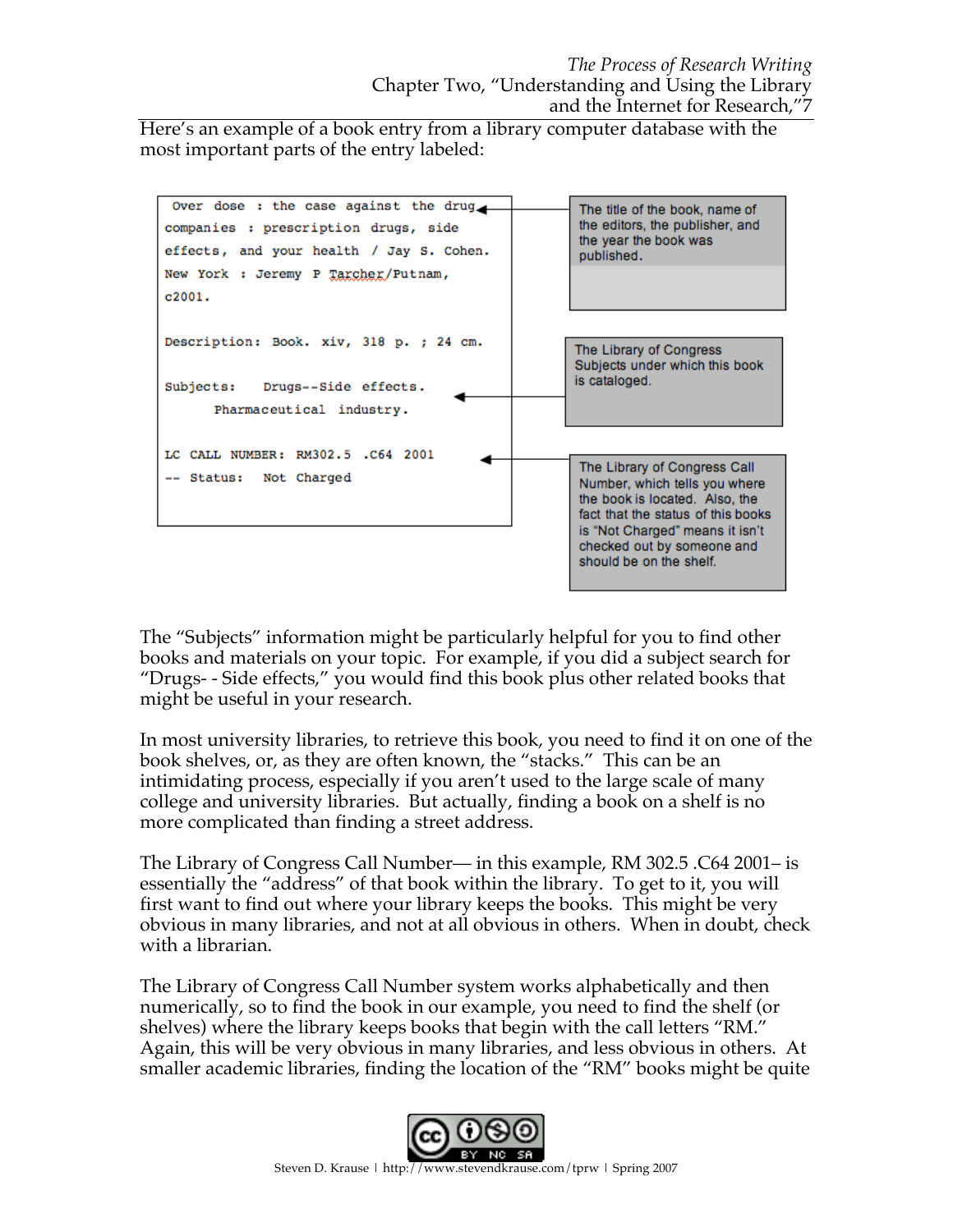Here's an example of a book entry from a library computer database with the most important parts of the entry labeled:

```
Over dose : the case against the drug
companies : prescription drugs, side
effects, and your health / Jay S. Cohen.
New York : Jeremy P Tarcher/Putnam,
c2001.

Description: Book. xiv, 318 p. ; 24 cm.

Subjects:   Drugs--Side effects.
      Pharmaceutical industry.

LC CALL NUMBER: RM302.5 .C64 2001
-- Status:   Not Charged
```

- The title of the book, name of the editors, the publisher, and the year the book was published.
- The Library of Congress Subjects under which this book is cataloged.
- The Library of Congress Call Number, which tells you where the book is located. Also, the fact that the status of this books is "Not Charged" means it isn't checked out by someone and should be on the shelf.

The "Subjects" information might be particularly helpful for you to find other books and materials on your topic. For example, if you did a subject search for "Drugs- - Side effects," you would find this book plus other related books that might be useful in your research.

In most university libraries, to retrieve this book, you need to find it on one of the book shelves, or, as they are often known, the "stacks." This can be an intimidating process, especially if you aren't used to the large scale of many college and university libraries. But actually, finding a book on a shelf is no more complicated than finding a street address.

The Library of Congress Call Number— in this example, RM 302.5 .C64 2001– is essentially the "address" of that book within the library. To get to it, you will first want to find out where your library keeps the books. This might be very obvious in many libraries, and not at all obvious in others. When in doubt, check with a librarian.

The Library of Congress Call Number system works alphabetically and then numerically, so to find the book in our example, you need to find the shelf (or shelves) where the library keeps books that begin with the call letters "RM." Again, this will be very obvious in many libraries, and less obvious in others. At smaller academic libraries, finding the location of the "RM" books might be quite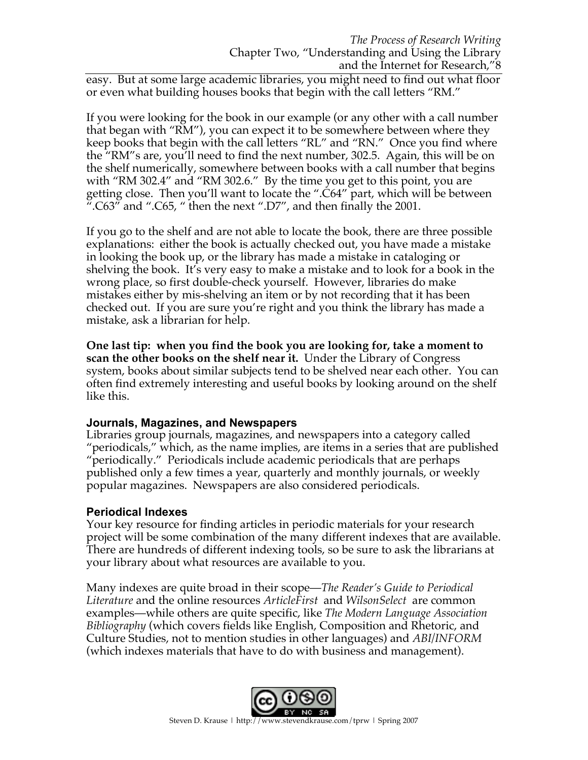easy. But at some large academic libraries, you might need to find out what floor or even what building houses books that begin with the call letters "RM."

If you were looking for the book in our example (or any other with a call number that began with "RM"), you can expect it to be somewhere between where they keep books that begin with the call letters "RL" and "RN." Once you find where the "RM"s are, you'll need to find the next number, 302.5. Again, this will be on the shelf numerically, somewhere between books with a call number that begins with "RM 302.4" and "RM 302.6." By the time you get to this point, you are getting close. Then you'll want to locate the ".C64" part, which will be between ".C63" and ".C65, " then the next ".D7", and then finally the 2001.

If you go to the shelf and are not able to locate the book, there are three possible explanations: either the book is actually checked out, you have made a mistake in looking the book up, or the library has made a mistake in cataloging or shelving the book. It's very easy to make a mistake and to look for a book in the wrong place, so first double-check yourself. However, libraries do make mistakes either by mis-shelving an item or by not recording that it has been checked out. If you are sure you're right and you think the library has made a mistake, ask a librarian for help.

**One last tip: when you find the book you are looking for, take a moment to scan the other books on the shelf near it.** Under the Library of Congress system, books about similar subjects tend to be shelved near each other. You can often find extremely interesting and useful books by looking around on the shelf like this.

### Journals, Magazines, and Newspapers

Libraries group journals, magazines, and newspapers into a category called "periodicals," which, as the name implies, are items in a series that are published "periodically." Periodicals include academic periodicals that are perhaps published only a few times a year, quarterly and monthly journals, or weekly popular magazines. Newspapers are also considered periodicals.

### Periodical Indexes

Your key resource for finding articles in periodic materials for your research project will be some combination of the many different indexes that are available. There are hundreds of different indexing tools, so be sure to ask the librarians at your library about what resources are available to you.

Many indexes are quite broad in their scope—*The Reader's Guide to Periodical Literature* and the online resources *ArticleFirst* and *WilsonSelect* are common examples—while others are quite specific, like *The Modern Language Association Bibliography* (which covers fields like English, Composition and Rhetoric, and Culture Studies, not to mention studies in other languages) and *ABI/INFORM* (which indexes materials that have to do with business and management).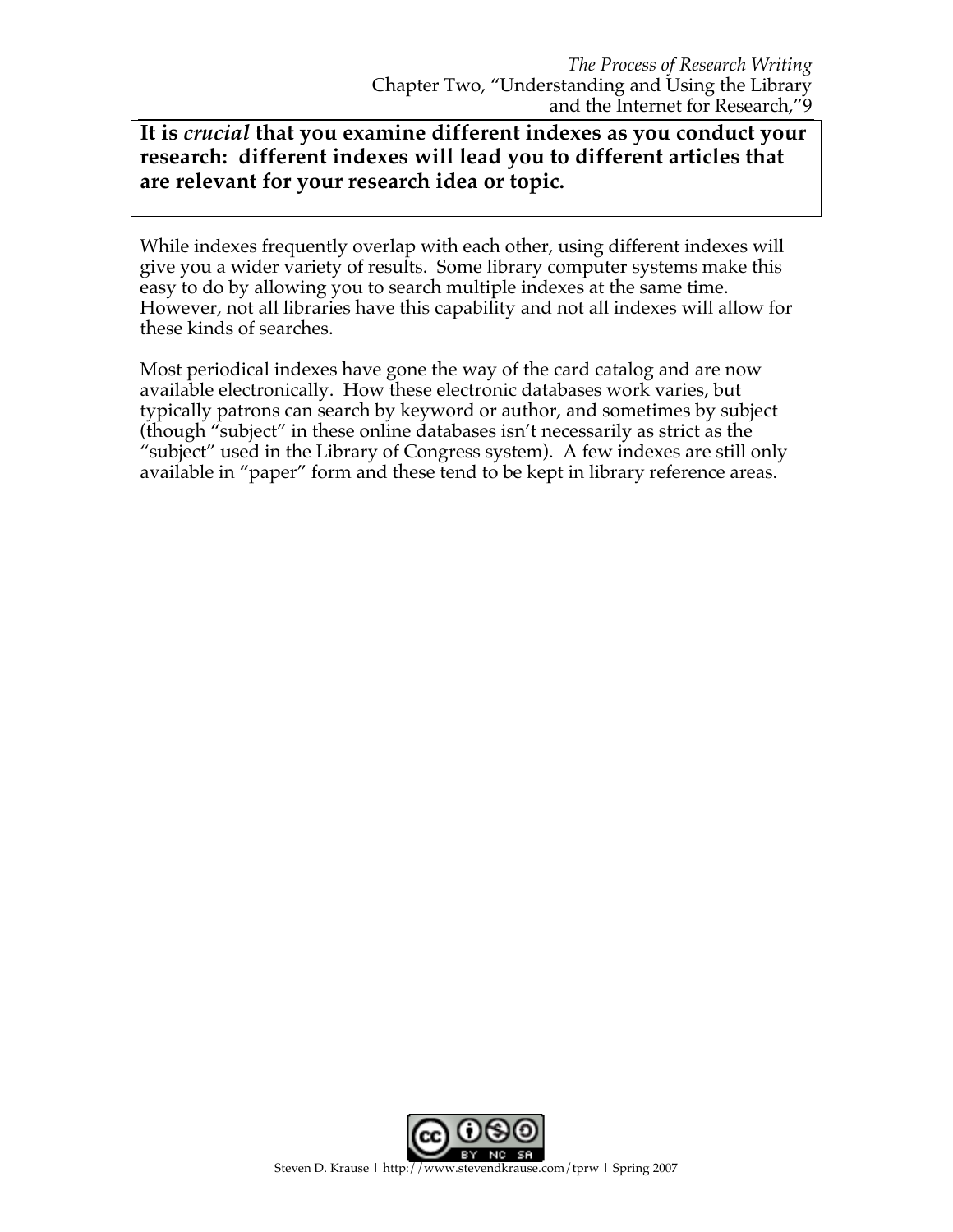**It is *crucial* that you examine different indexes as you conduct your research: different indexes will lead you to different articles that are relevant for your research idea or topic.**

While indexes frequently overlap with each other, using different indexes will give you a wider variety of results. Some library computer systems make this easy to do by allowing you to search multiple indexes at the same time. However, not all libraries have this capability and not all indexes will allow for these kinds of searches.

Most periodical indexes have gone the way of the card catalog and are now available electronically. How these electronic databases work varies, but typically patrons can search by keyword or author, and sometimes by subject (though "subject" in these online databases isn't necessarily as strict as the "subject" used in the Library of Congress system). A few indexes are still only available in "paper" form and these tend to be kept in library reference areas.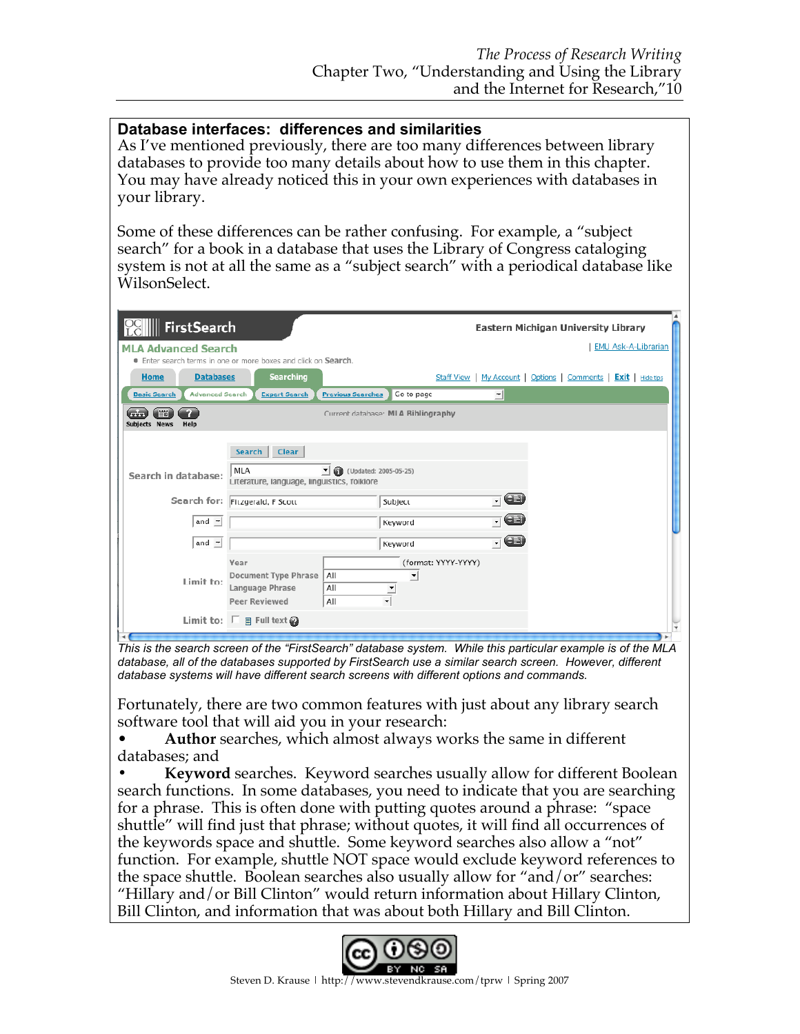## Database interfaces: differences and similarities

As I've mentioned previously, there are too many differences between library databases to provide too many details about how to use them in this chapter. You may have already noticed this in your own experiences with databases in your library.

Some of these differences can be rather confusing. For example, a "subject search" for a book in a database that uses the Library of Congress cataloging system is not at all the same as a "subject search" with a periodical database like WilsonSelect.

*This is the search screen of the "FirstSearch" database system. While this particular example is of the MLA database, all of the databases supported by FirstSearch use a similar search screen. However, different database systems will have different search screens with different options and commands.*

Fortunately, there are two common features with just about any library search software tool that will aid you in your research:

- **Author** searches, which almost always works the same in different databases; and
- **Keyword** searches. Keyword searches usually allow for different Boolean search functions. In some databases, you need to indicate that you are searching for a phrase. This is often done with putting quotes around a phrase: "space shuttle" will find just that phrase; without quotes, it will find all occurrences of the keywords space and shuttle. Some keyword searches also allow a "not" function. For example, shuttle NOT space would exclude keyword references to the space shuttle. Boolean searches also usually allow for "and/or" searches: "Hillary and/or Bill Clinton" would return information about Hillary Clinton, Bill Clinton, and information that was about both Hillary and Bill Clinton.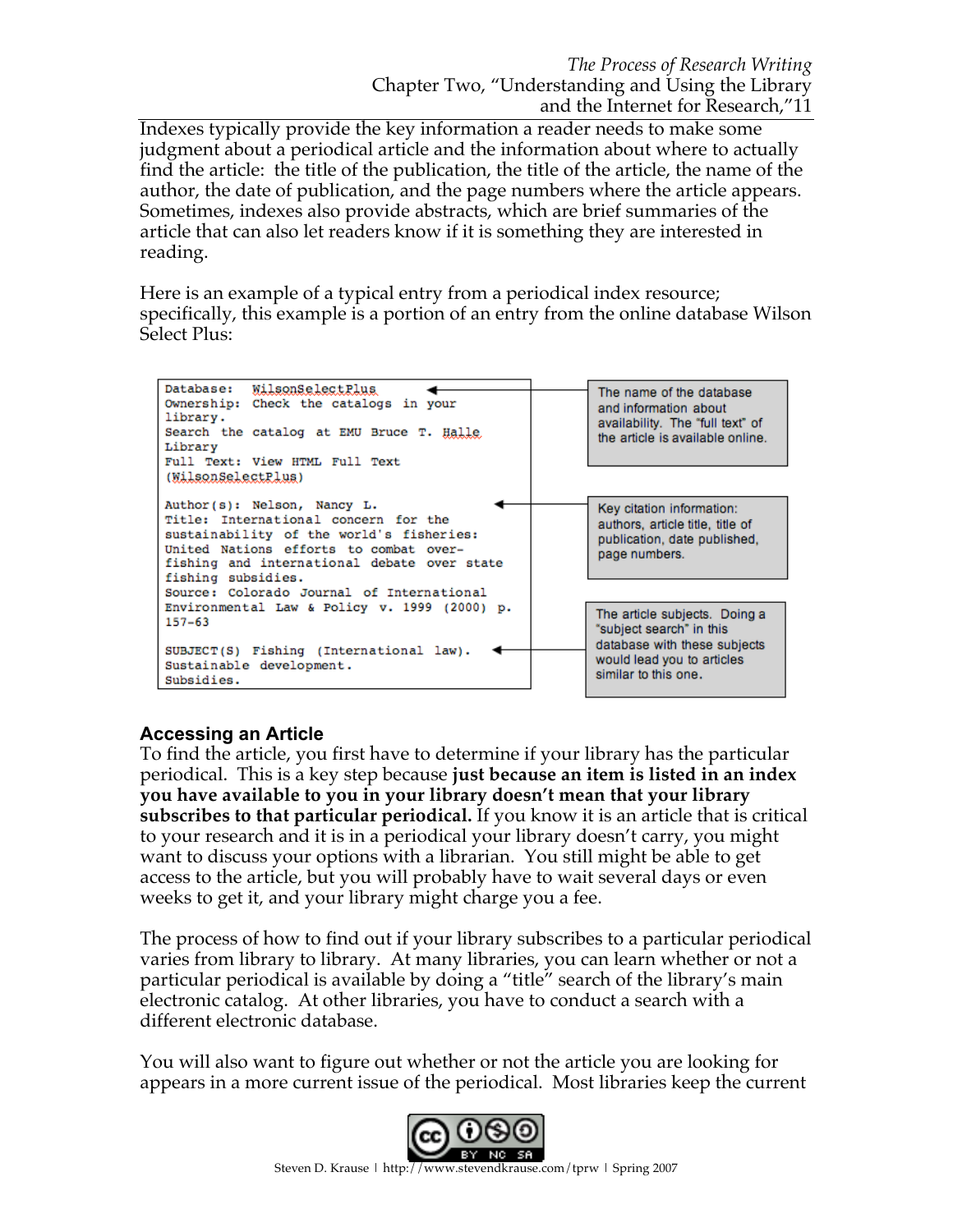Indexes typically provide the key information a reader needs to make some judgment about a periodical article and the information about where to actually find the article: the title of the publication, the title of the article, the name of the author, the date of publication, and the page numbers where the article appears. Sometimes, indexes also provide abstracts, which are brief summaries of the article that can also let readers know if it is something they are interested in reading.

Here is an example of a typical entry from a periodical index resource; specifically, this example is a portion of an entry from the online database Wilson Select Plus:

```
Database:  WilsonSelectPlus
Ownership: Check the catalogs in your
library.
Search the catalog at EMU Bruce T. Halle
Library
Full Text: View HTML Full Text
(WilsonSelectPlus)

Author(s): Nelson, Nancy L.
Title: International concern for the
sustainability of the world's fisheries:
United Nations efforts to combat over-
fishing and international debate over state
fishing subsidies.
Source: Colorado Journal of International
Environmental Law & Policy v. 1999 (2000) p.
157-63

SUBJECT(S) Fishing (International law).
Sustainable development.
Subsidies.
```

- The name of the database and information about availability. The "full text" of the article is available online.
- Key citation information: authors, article title, title of publication, date published, page numbers.
- The article subjects. Doing a "subject search" in this database with these subjects would lead you to articles similar to this one.

## Accessing an Article

To find the article, you first have to determine if your library has the particular periodical. This is a key step because **just because an item is listed in an index you have available to you in your library doesn't mean that your library subscribes to that particular periodical.** If you know it is an article that is critical to your research and it is in a periodical your library doesn't carry, you might want to discuss your options with a librarian. You still might be able to get access to the article, but you will probably have to wait several days or even weeks to get it, and your library might charge you a fee.

The process of how to find out if your library subscribes to a particular periodical varies from library to library. At many libraries, you can learn whether or not a particular periodical is available by doing a "title" search of the library's main electronic catalog. At other libraries, you have to conduct a search with a different electronic database.

You will also want to figure out whether or not the article you are looking for appears in a more current issue of the periodical. Most libraries keep the current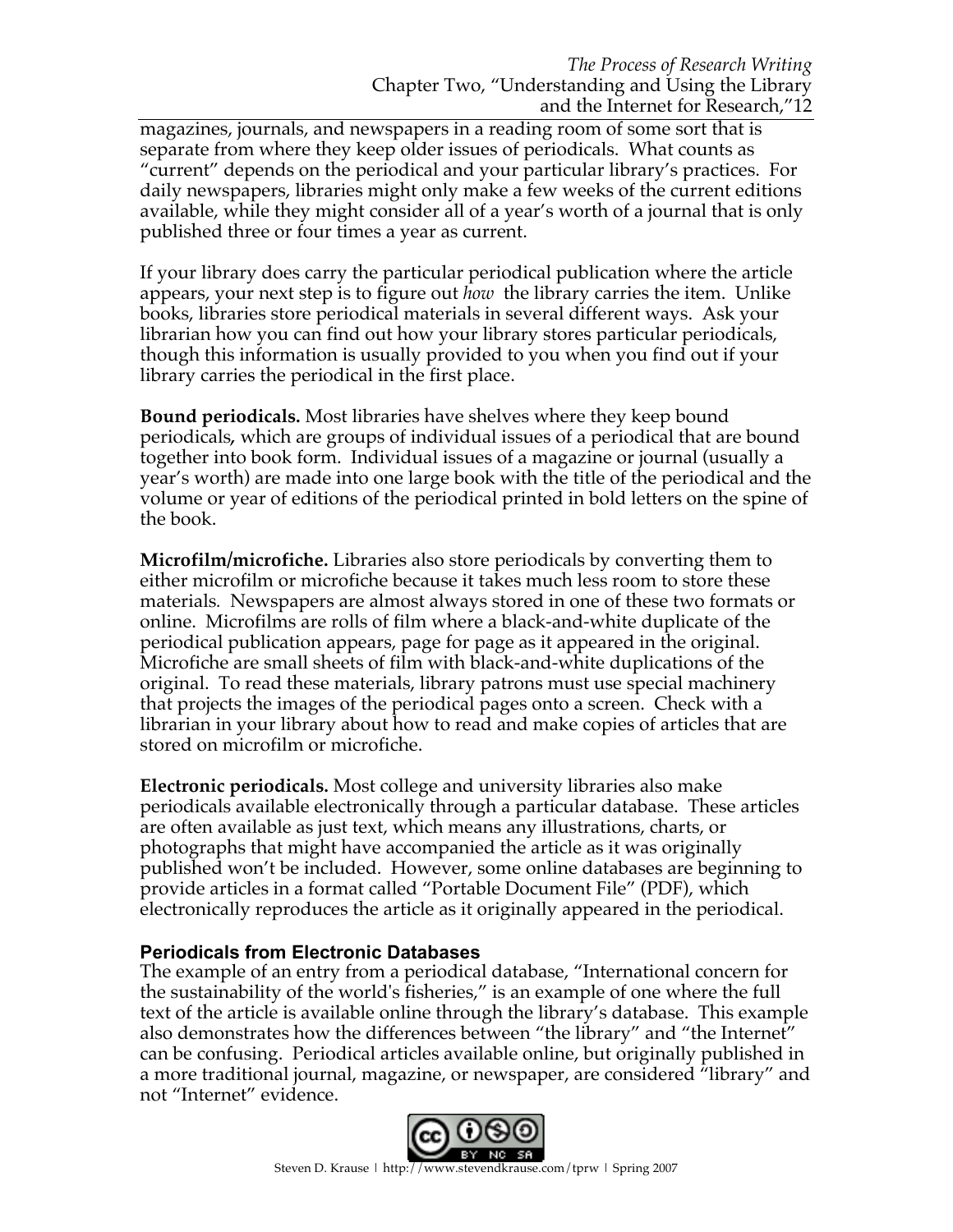magazines, journals, and newspapers in a reading room of some sort that is separate from where they keep older issues of periodicals. What counts as "current" depends on the periodical and your particular library's practices. For daily newspapers, libraries might only make a few weeks of the current editions available, while they might consider all of a year's worth of a journal that is only published three or four times a year as current.

If your library does carry the particular periodical publication where the article appears, your next step is to figure out *how* the library carries the item. Unlike books, libraries store periodical materials in several different ways. Ask your librarian how you can find out how your library stores particular periodicals, though this information is usually provided to you when you find out if your library carries the periodical in the first place.

**Bound periodicals.** Most libraries have shelves where they keep bound periodicals, which are groups of individual issues of a periodical that are bound together into book form. Individual issues of a magazine or journal (usually a year's worth) are made into one large book with the title of the periodical and the volume or year of editions of the periodical printed in bold letters on the spine of the book.

**Microfilm/microfiche.** Libraries also store periodicals by converting them to either microfilm or microfiche because it takes much less room to store these materials. Newspapers are almost always stored in one of these two formats or online. Microfilms are rolls of film where a black-and-white duplicate of the periodical publication appears, page for page as it appeared in the original. Microfiche are small sheets of film with black-and-white duplications of the original. To read these materials, library patrons must use special machinery that projects the images of the periodical pages onto a screen. Check with a librarian in your library about how to read and make copies of articles that are stored on microfilm or microfiche.

**Electronic periodicals.** Most college and university libraries also make periodicals available electronically through a particular database. These articles are often available as just text, which means any illustrations, charts, or photographs that might have accompanied the article as it was originally published won't be included. However, some online databases are beginning to provide articles in a format called "Portable Document File" (PDF), which electronically reproduces the article as it originally appeared in the periodical.

### Periodicals from Electronic Databases

The example of an entry from a periodical database, "International concern for the sustainability of the world's fisheries," is an example of one where the full text of the article is available online through the library's database. This example also demonstrates how the differences between "the library" and "the Internet" can be confusing. Periodical articles available online, but originally published in a more traditional journal, magazine, or newspaper, are considered "library" and not "Internet" evidence.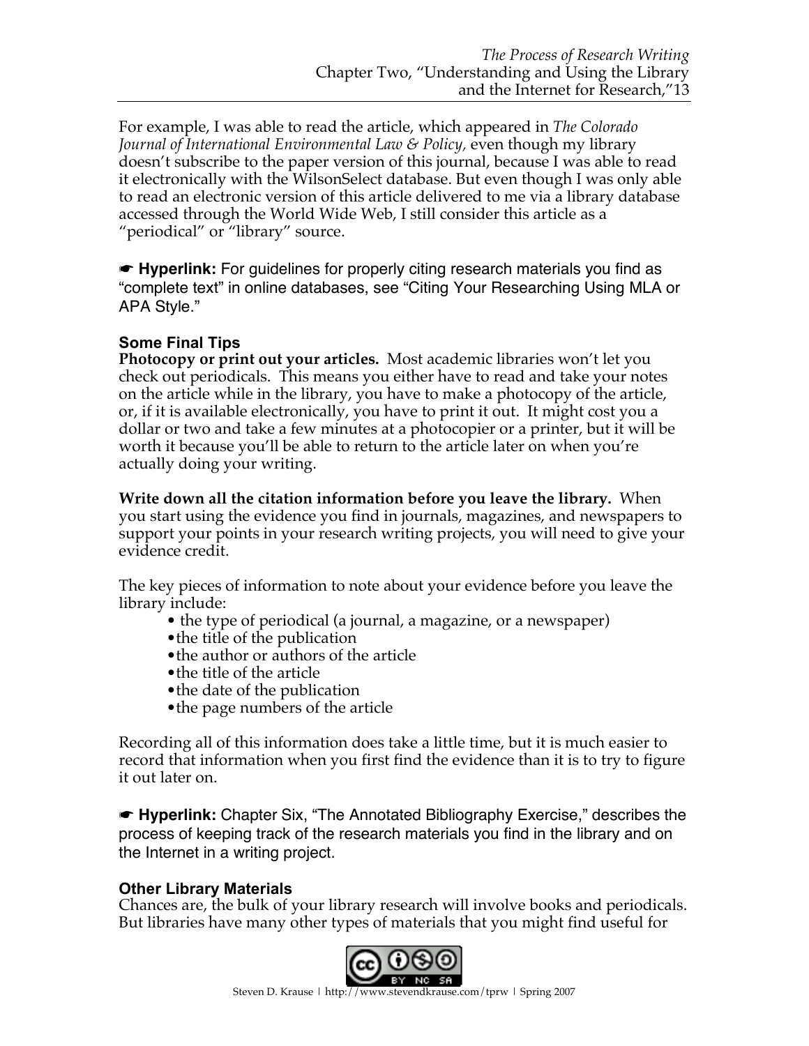For example, I was able to read the article, which appeared in *The Colorado Journal of International Environmental Law & Policy,* even though my library doesn't subscribe to the paper version of this journal, because I was able to read it electronically with the WilsonSelect database. But even though I was only able to read an electronic version of this article delivered to me via a library database accessed through the World Wide Web, I still consider this article as a "periodical" or "library" source.

☛ **Hyperlink:** For guidelines for properly citing research materials you find as "complete text" in online databases, see "Citing Your Researching Using MLA or APA Style."

### Some Final Tips

**Photocopy or print out your articles.** Most academic libraries won't let you check out periodicals. This means you either have to read and take your notes on the article while in the library, you have to make a photocopy of the article, or, if it is available electronically, you have to print it out. It might cost you a dollar or two and take a few minutes at a photocopier or a printer, but it will be worth it because you'll be able to return to the article later on when you're actually doing your writing.

**Write down all the citation information before you leave the library.** When you start using the evidence you find in journals, magazines, and newspapers to support your points in your research writing projects, you will need to give your evidence credit.

The key pieces of information to note about your evidence before you leave the library include:

- the type of periodical (a journal, a magazine, or a newspaper)
- the title of the publication
- the author or authors of the article
- the title of the article
- the date of the publication
- the page numbers of the article

Recording all of this information does take a little time, but it is much easier to record that information when you first find the evidence than it is to try to figure it out later on.

☛ **Hyperlink:** Chapter Six, "The Annotated Bibliography Exercise," describes the process of keeping track of the research materials you find in the library and on the Internet in a writing project.

### Other Library Materials

Chances are, the bulk of your library research will involve books and periodicals. But libraries have many other types of materials that you might find useful for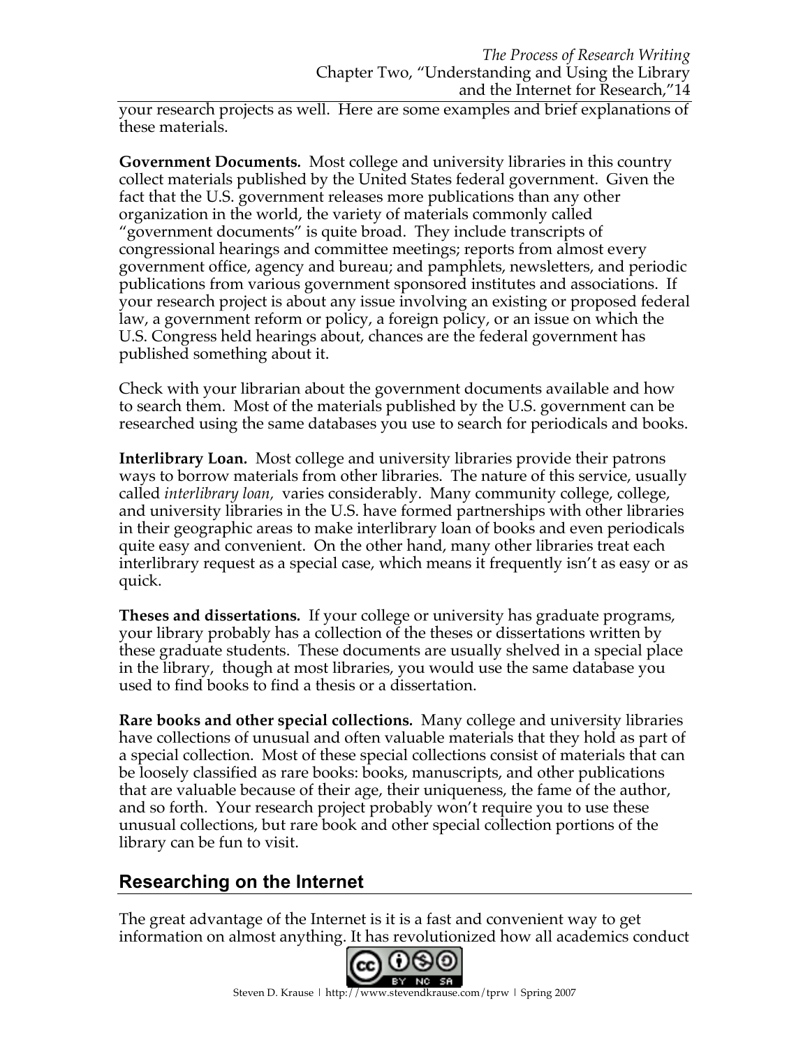your research projects as well. Here are some examples and brief explanations of these materials.

**Government Documents.** Most college and university libraries in this country collect materials published by the United States federal government. Given the fact that the U.S. government releases more publications than any other organization in the world, the variety of materials commonly called "government documents" is quite broad. They include transcripts of congressional hearings and committee meetings; reports from almost every government office, agency and bureau; and pamphlets, newsletters, and periodic publications from various government sponsored institutes and associations. If your research project is about any issue involving an existing or proposed federal law, a government reform or policy, a foreign policy, or an issue on which the U.S. Congress held hearings about, chances are the federal government has published something about it.

Check with your librarian about the government documents available and how to search them. Most of the materials published by the U.S. government can be researched using the same databases you use to search for periodicals and books.

**Interlibrary Loan.** Most college and university libraries provide their patrons ways to borrow materials from other libraries. The nature of this service, usually called *interlibrary loan*, varies considerably. Many community college, college, and university libraries in the U.S. have formed partnerships with other libraries in their geographic areas to make interlibrary loan of books and even periodicals quite easy and convenient. On the other hand, many other libraries treat each interlibrary request as a special case, which means it frequently isn't as easy or as quick.

**Theses and dissertations.** If your college or university has graduate programs, your library probably has a collection of the theses or dissertations written by these graduate students. These documents are usually shelved in a special place in the library, though at most libraries, you would use the same database you used to find books to find a thesis or a dissertation.

**Rare books and other special collections.** Many college and university libraries have collections of unusual and often valuable materials that they hold as part of a special collection. Most of these special collections consist of materials that can be loosely classified as rare books: books, manuscripts, and other publications that are valuable because of their age, their uniqueness, the fame of the author, and so forth. Your research project probably won't require you to use these unusual collections, but rare book and other special collection portions of the library can be fun to visit.

## Researching on the Internet

The great advantage of the Internet is it is a fast and convenient way to get information on almost anything. It has revolutionized how all academics conduct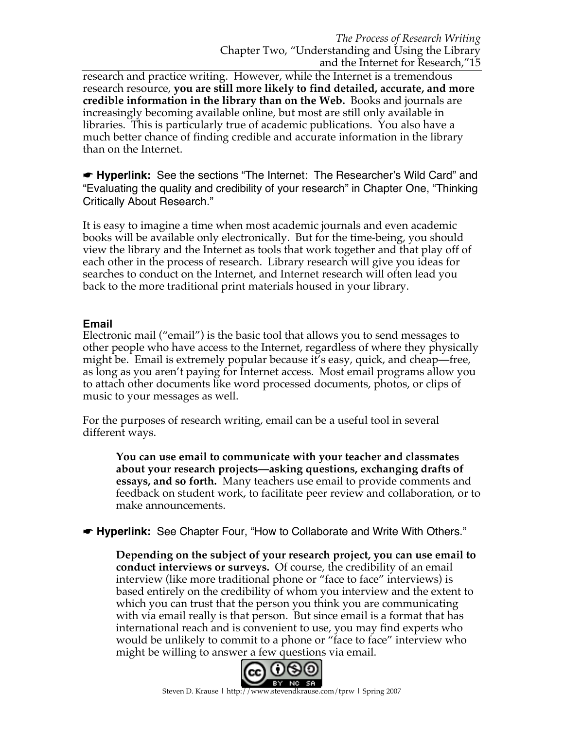research and practice writing. However, while the Internet is a tremendous research resource, **you are still more likely to find detailed, accurate, and more credible information in the library than on the Web.** Books and journals are increasingly becoming available online, but most are still only available in libraries. This is particularly true of academic publications. You also have a much better chance of finding credible and accurate information in the library than on the Internet.

☛ **Hyperlink:** See the sections "The Internet: The Researcher's Wild Card" and "Evaluating the quality and credibility of your research" in Chapter One, "Thinking Critically About Research."

It is easy to imagine a time when most academic journals and even academic books will be available only electronically. But for the time-being, you should view the library and the Internet as tools that work together and that play off of each other in the process of research. Library research will give you ideas for searches to conduct on the Internet, and Internet research will often lead you back to the more traditional print materials housed in your library.

### Email

Electronic mail ("email") is the basic tool that allows you to send messages to other people who have access to the Internet, regardless of where they physically might be. Email is extremely popular because it's easy, quick, and cheap—free, as long as you aren't paying for Internet access. Most email programs allow you to attach other documents like word processed documents, photos, or clips of music to your messages as well.

For the purposes of research writing, email can be a useful tool in several different ways.

> **You can use email to communicate with your teacher and classmates about your research projects—asking questions, exchanging drafts of essays, and so forth.** Many teachers use email to provide comments and feedback on student work, to facilitate peer review and collaboration, or to make announcements.

☛ **Hyperlink:** See Chapter Four, "How to Collaborate and Write With Others."

> **Depending on the subject of your research project, you can use email to conduct interviews or surveys.** Of course, the credibility of an email interview (like more traditional phone or "face to face" interviews) is based entirely on the credibility of whom you interview and the extent to which you can trust that the person you think you are communicating with via email really is that person. But since email is a format that has international reach and is convenient to use, you may find experts who would be unlikely to commit to a phone or "face to face" interview who might be willing to answer a few questions via email.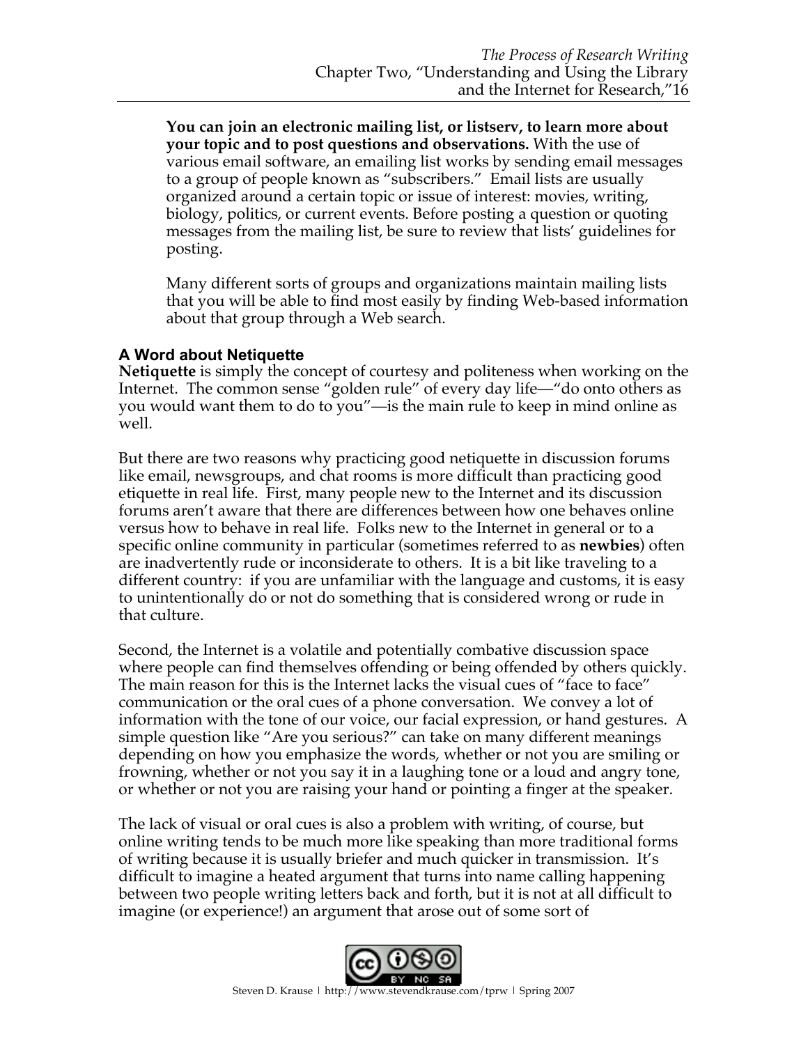**You can join an electronic mailing list, or listserv, to learn more about your topic and to post questions and observations.** With the use of various email software, an emailing list works by sending email messages to a group of people known as "subscribers." Email lists are usually organized around a certain topic or issue of interest: movies, writing, biology, politics, or current events. Before posting a question or quoting messages from the mailing list, be sure to review that lists' guidelines for posting.

Many different sorts of groups and organizations maintain mailing lists that you will be able to find most easily by finding Web-based information about that group through a Web search.

### A Word about Netiquette

**Netiquette** is simply the concept of courtesy and politeness when working on the Internet. The common sense "golden rule" of every day life—"do onto others as you would want them to do to you"—is the main rule to keep in mind online as well.

But there are two reasons why practicing good netiquette in discussion forums like email, newsgroups, and chat rooms is more difficult than practicing good etiquette in real life. First, many people new to the Internet and its discussion forums aren't aware that there are differences between how one behaves online versus how to behave in real life. Folks new to the Internet in general or to a specific online community in particular (sometimes referred to as **newbies**) often are inadvertently rude or inconsiderate to others. It is a bit like traveling to a different country: if you are unfamiliar with the language and customs, it is easy to unintentionally do or not do something that is considered wrong or rude in that culture.

Second, the Internet is a volatile and potentially combative discussion space where people can find themselves offending or being offended by others quickly. The main reason for this is the Internet lacks the visual cues of "face to face" communication or the oral cues of a phone conversation. We convey a lot of information with the tone of our voice, our facial expression, or hand gestures. A simple question like "Are you serious?" can take on many different meanings depending on how you emphasize the words, whether or not you are smiling or frowning, whether or not you say it in a laughing tone or a loud and angry tone, or whether or not you are raising your hand or pointing a finger at the speaker.

The lack of visual or oral cues is also a problem with writing, of course, but online writing tends to be much more like speaking than more traditional forms of writing because it is usually briefer and much quicker in transmission. It's difficult to imagine a heated argument that turns into name calling happening between two people writing letters back and forth, but it is not at all difficult to imagine (or experience!) an argument that arose out of some sort of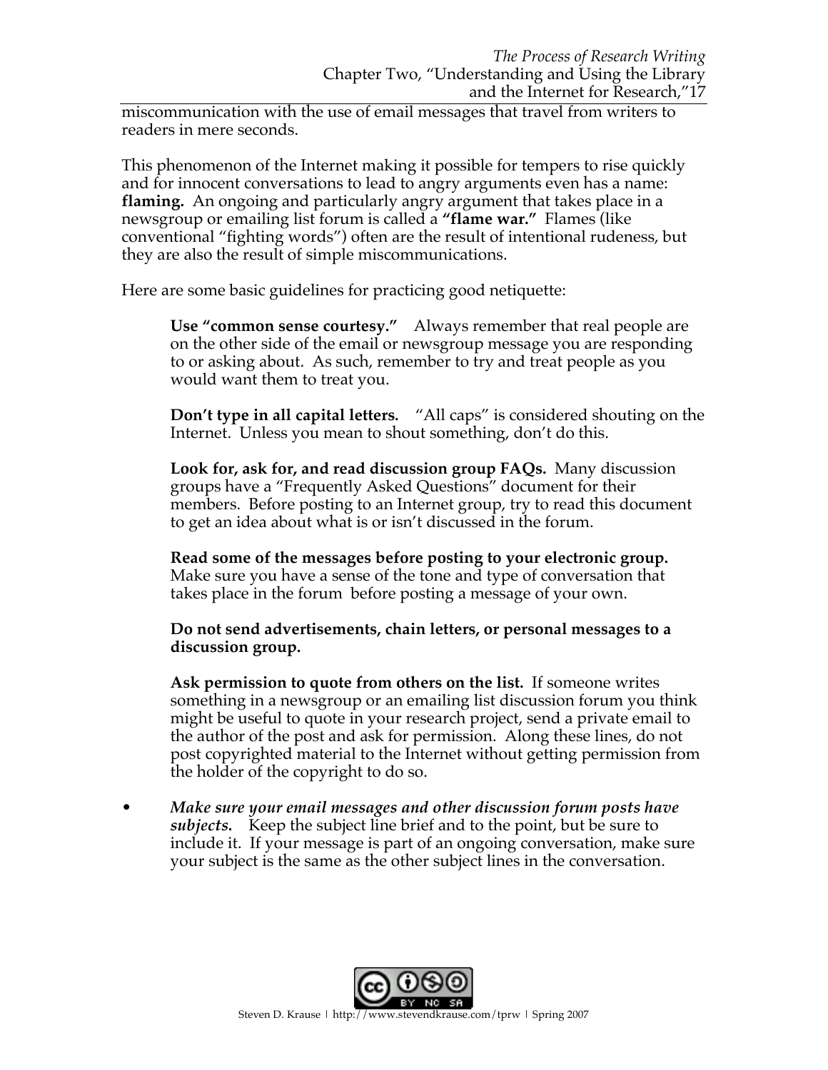miscommunication with the use of email messages that travel from writers to readers in mere seconds.

This phenomenon of the Internet making it possible for tempers to rise quickly and for innocent conversations to lead to angry arguments even has a name: **flaming.** An ongoing and particularly angry argument that takes place in a newsgroup or emailing list forum is called a **"flame war."** Flames (like conventional "fighting words") often are the result of intentional rudeness, but they are also the result of simple miscommunications.

Here are some basic guidelines for practicing good netiquette:

> **Use "common sense courtesy."** Always remember that real people are on the other side of the email or newsgroup message you are responding to or asking about. As such, remember to try and treat people as you would want them to treat you.
>
> **Don't type in all capital letters.** "All caps" is considered shouting on the Internet. Unless you mean to shout something, don't do this.
>
> **Look for, ask for, and read discussion group FAQs.** Many discussion groups have a "Frequently Asked Questions" document for their members. Before posting to an Internet group, try to read this document to get an idea about what is or isn't discussed in the forum.
>
> **Read some of the messages before posting to your electronic group.** Make sure you have a sense of the tone and type of conversation that takes place in the forum before posting a message of your own.
>
> **Do not send advertisements, chain letters, or personal messages to a discussion group.**
>
> **Ask permission to quote from others on the list.** If someone writes something in a newsgroup or an emailing list discussion forum you think might be useful to quote in your research project, send a private email to the author of the post and ask for permission. Along these lines, do not post copyrighted material to the Internet without getting permission from the holder of the copyright to do so.

- ***Make sure your email messages and other discussion forum posts have subjects.*** Keep the subject line brief and to the point, but be sure to include it. If your message is part of an ongoing conversation, make sure your subject is the same as the other subject lines in the conversation.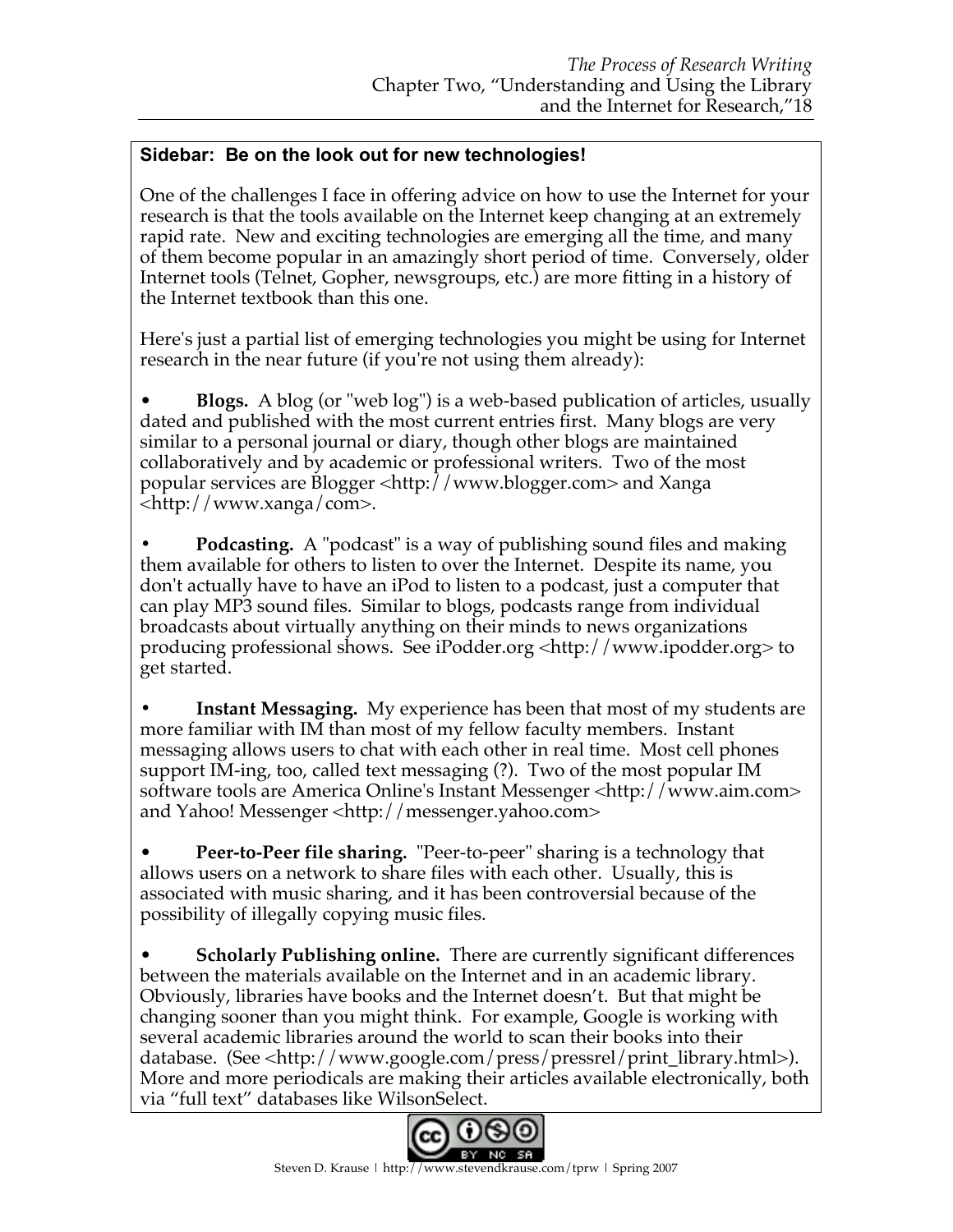**Sidebar: Be on the look out for new technologies!**

One of the challenges I face in offering advice on how to use the Internet for your research is that the tools available on the Internet keep changing at an extremely rapid rate. New and exciting technologies are emerging all the time, and many of them become popular in an amazingly short period of time. Conversely, older Internet tools (Telnet, Gopher, newsgroups, etc.) are more fitting in a history of the Internet textbook than this one.

Here's just a partial list of emerging technologies you might be using for Internet research in the near future (if you're not using them already):

- **Blogs.** A blog (or "web log") is a web-based publication of articles, usually dated and published with the most current entries first. Many blogs are very similar to a personal journal or diary, though other blogs are maintained collaboratively and by academic or professional writers. Two of the most popular services are Blogger <http://www.blogger.com> and Xanga <http://www.xanga/com>.

- **Podcasting.** A "podcast" is a way of publishing sound files and making them available for others to listen to over the Internet. Despite its name, you don't actually have to have an iPod to listen to a podcast, just a computer that can play MP3 sound files. Similar to blogs, podcasts range from individual broadcasts about virtually anything on their minds to news organizations producing professional shows. See iPodder.org <http://www.ipodder.org> to get started.

- **Instant Messaging.** My experience has been that most of my students are more familiar with IM than most of my fellow faculty members. Instant messaging allows users to chat with each other in real time. Most cell phones support IM-ing, too, called text messaging (?). Two of the most popular IM software tools are America Online's Instant Messenger <http://www.aim.com> and Yahoo! Messenger <http://messenger.yahoo.com>

- **Peer-to-Peer file sharing.** "Peer-to-peer" sharing is a technology that allows users on a network to share files with each other. Usually, this is associated with music sharing, and it has been controversial because of the possibility of illegally copying music files.

- **Scholarly Publishing online.** There are currently significant differences between the materials available on the Internet and in an academic library. Obviously, libraries have books and the Internet doesn't. But that might be changing sooner than you might think. For example, Google is working with several academic libraries around the world to scan their books into their database. (See <http://www.google.com/press/pressrel/print_library.html>). More and more periodicals are making their articles available electronically, both via "full text" databases like WilsonSelect.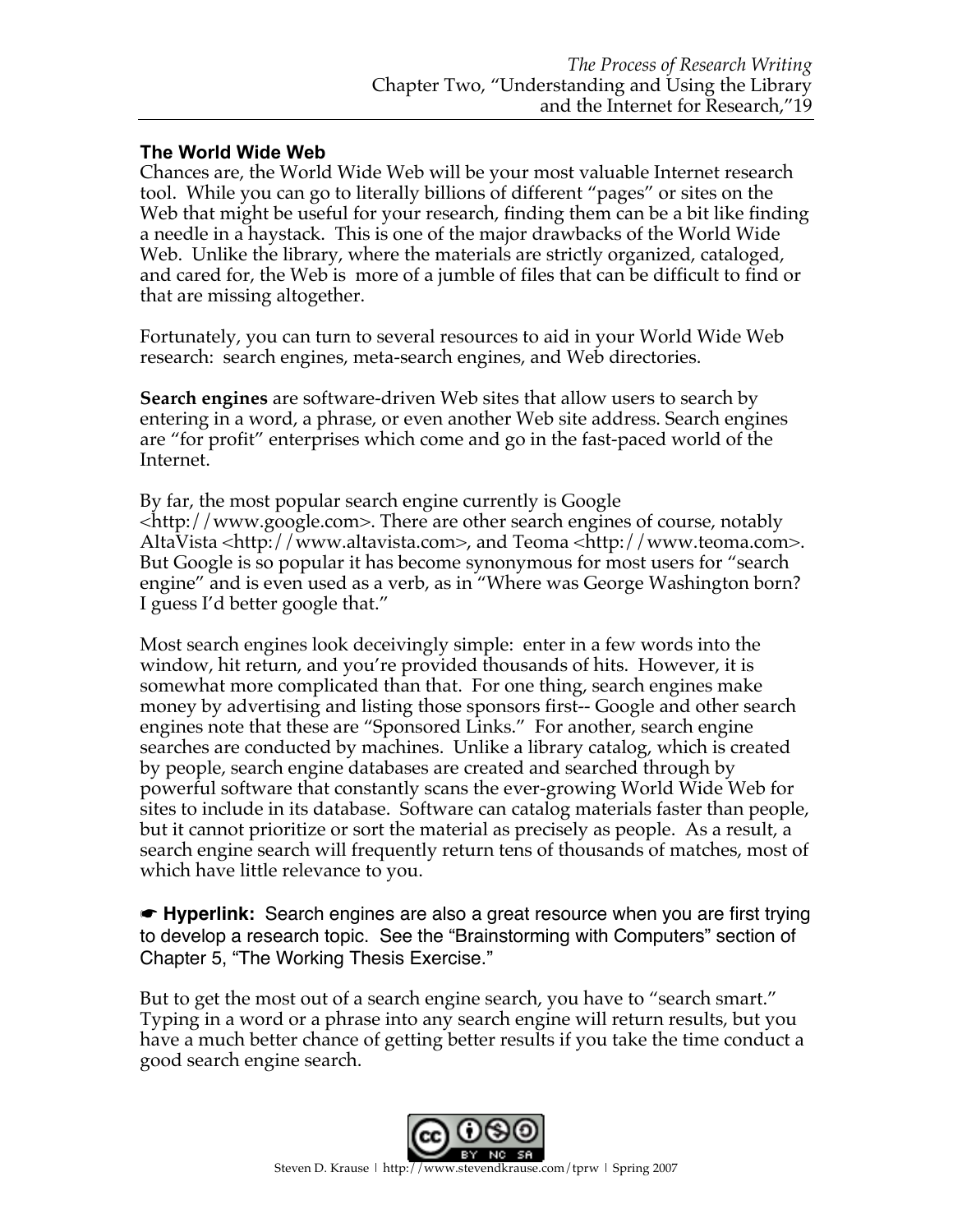### The World Wide Web

Chances are, the World Wide Web will be your most valuable Internet research tool. While you can go to literally billions of different "pages" or sites on the Web that might be useful for your research, finding them can be a bit like finding a needle in a haystack. This is one of the major drawbacks of the World Wide Web. Unlike the library, where the materials are strictly organized, cataloged, and cared for, the Web is more of a jumble of files that can be difficult to find or that are missing altogether.

Fortunately, you can turn to several resources to aid in your World Wide Web research: search engines, meta-search engines, and Web directories.

**Search engines** are software-driven Web sites that allow users to search by entering in a word, a phrase, or even another Web site address. Search engines are "for profit" enterprises which come and go in the fast-paced world of the Internet.

By far, the most popular search engine currently is Google <http://www.google.com>. There are other search engines of course, notably AltaVista <http://www.altavista.com>, and Teoma <http://www.teoma.com>. But Google is so popular it has become synonymous for most users for "search engine" and is even used as a verb, as in "Where was George Washington born? I guess I'd better google that."

Most search engines look deceivingly simple: enter in a few words into the window, hit return, and you're provided thousands of hits. However, it is somewhat more complicated than that. For one thing, search engines make money by advertising and listing those sponsors first-- Google and other search engines note that these are "Sponsored Links." For another, search engine searches are conducted by machines. Unlike a library catalog, which is created by people, search engine databases are created and searched through by powerful software that constantly scans the ever-growing World Wide Web for sites to include in its database. Software can catalog materials faster than people, but it cannot prioritize or sort the material as precisely as people. As a result, a search engine search will frequently return tens of thousands of matches, most of which have little relevance to you.

☛ **Hyperlink:** Search engines are also a great resource when you are first trying to develop a research topic. See the "Brainstorming with Computers" section of Chapter 5, "The Working Thesis Exercise."

But to get the most out of a search engine search, you have to "search smart." Typing in a word or a phrase into any search engine will return results, but you have a much better chance of getting better results if you take the time conduct a good search engine search.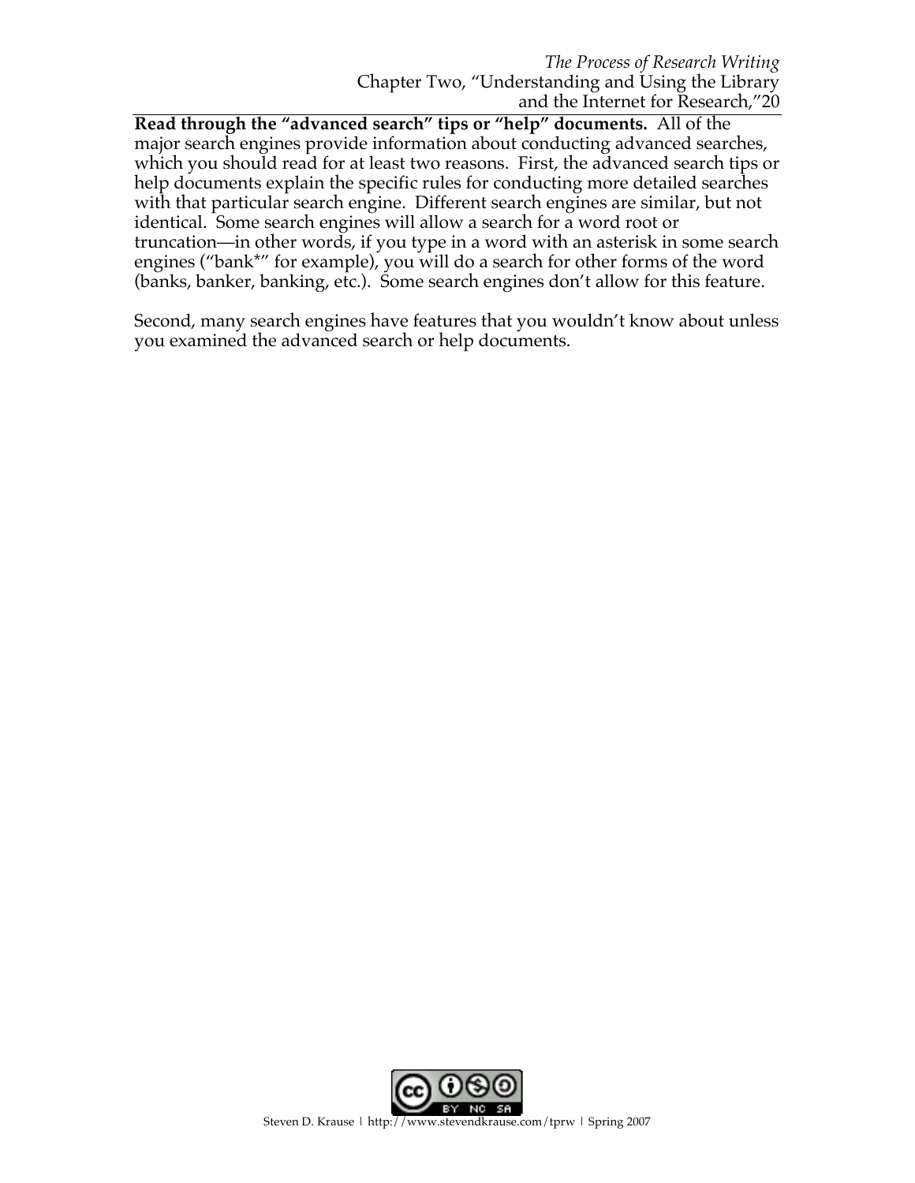**Read through the "advanced search" tips or "help" documents.** All of the major search engines provide information about conducting advanced searches, which you should read for at least two reasons. First, the advanced search tips or help documents explain the specific rules for conducting more detailed searches with that particular search engine. Different search engines are similar, but not identical. Some search engines will allow a search for a word root or truncation—in other words, if you type in a word with an asterisk in some search engines ("bank*" for example), you will do a search for other forms of the word (banks, banker, banking, etc.). Some search engines don't allow for this feature.

Second, many search engines have features that you wouldn't know about unless you examined the advanced search or help documents.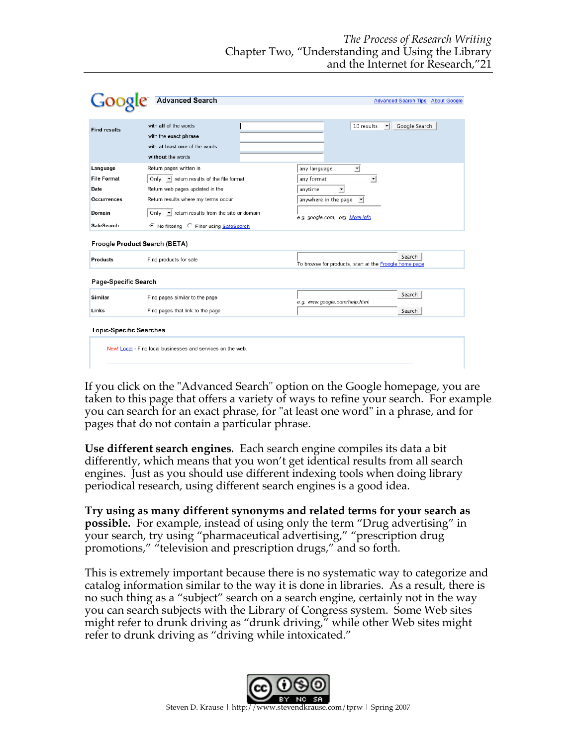| Google | Advanced Search | Advanced Search Tips \| About Google |
|---|---|---|
| Find results | with **all** of the words | 10 results · Google Search |
| | with the **exact phrase** | |
| | with **at least one** of the words | |
| | **without** the words | |
| Language | Return pages written in | any language |
| File Format | Only · return results of the file format | any format |
| Date | Return web pages updated in the | anytime |
| Occurrences | Return results where my terms occur | anywhere in the page |
| Domain | Only · return results from the site or domain | e.g. google.com, .org More info |
| SafeSearch | No filtering · Filter using SafeSearch | |

**Froogle Product Search (BETA)**

| | | |
|---|---|---|
| Products | Find products for sale | Search · To browse for products, start at the Froogle home page |

**Page-Specific Search**

| | | |
|---|---|---|
| Similar | Find pages similar to the page | Search · e.g. www.google.com/help.html |
| Links | Find pages that link to the page | Search |

**Topic-Specific Searches**

New! Local - Find local businesses and services on the web.

If you click on the "Advanced Search" option on the Google homepage, you are taken to this page that offers a variety of ways to refine your search. For example you can search for an exact phrase, for "at least one word" in a phrase, and for pages that do not contain a particular phrase.

**Use different search engines.** Each search engine compiles its data a bit differently, which means that you won't get identical results from all search engines. Just as you should use different indexing tools when doing library periodical research, using different search engines is a good idea.

**Try using as many different synonyms and related terms for your search as possible.** For example, instead of using only the term "Drug advertising" in your search, try using "pharmaceutical advertising," "prescription drug promotions," "television and prescription drugs," and so forth.

This is extremely important because there is no systematic way to categorize and catalog information similar to the way it is done in libraries. As a result, there is no such thing as a "subject" search on a search engine, certainly not in the way you can search subjects with the Library of Congress system. Some Web sites might refer to drunk driving as "drunk driving," while other Web sites might refer to drunk driving as "driving while intoxicated."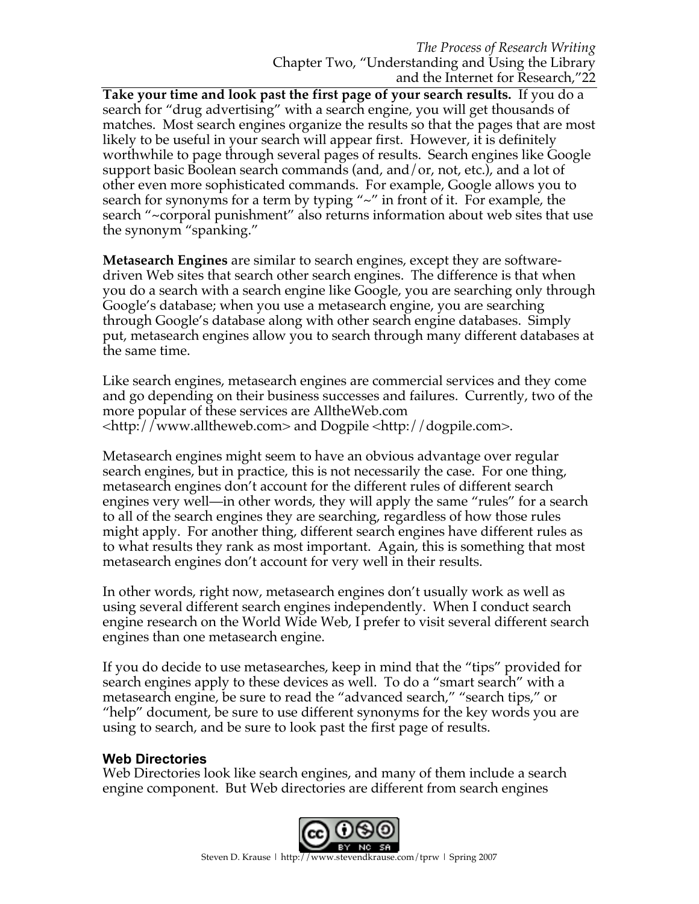**Take your time and look past the first page of your search results.** If you do a search for "drug advertising" with a search engine, you will get thousands of matches. Most search engines organize the results so that the pages that are most likely to be useful in your search will appear first. However, it is definitely worthwhile to page through several pages of results. Search engines like Google support basic Boolean search commands (and, and/or, not, etc.), and a lot of other even more sophisticated commands. For example, Google allows you to search for synonyms for a term by typing "~" in front of it. For example, the search "~corporal punishment" also returns information about web sites that use the synonym "spanking."

**Metasearch Engines** are similar to search engines, except they are software-driven Web sites that search other search engines. The difference is that when you do a search with a search engine like Google, you are searching only through Google's database; when you use a metasearch engine, you are searching through Google's database along with other search engine databases. Simply put, metasearch engines allow you to search through many different databases at the same time.

Like search engines, metasearch engines are commercial services and they come and go depending on their business successes and failures. Currently, two of the more popular of these services are AlltheWeb.com <http://www.alltheweb.com> and Dogpile <http://dogpile.com>.

Metasearch engines might seem to have an obvious advantage over regular search engines, but in practice, this is not necessarily the case. For one thing, metasearch engines don't account for the different rules of different search engines very well—in other words, they will apply the same "rules" for a search to all of the search engines they are searching, regardless of how those rules might apply. For another thing, different search engines have different rules as to what results they rank as most important. Again, this is something that most metasearch engines don't account for very well in their results.

In other words, right now, metasearch engines don't usually work as well as using several different search engines independently. When I conduct search engine research on the World Wide Web, I prefer to visit several different search engines than one metasearch engine.

If you do decide to use metasearches, keep in mind that the "tips" provided for search engines apply to these devices as well. To do a "smart search" with a metasearch engine, be sure to read the "advanced search," "search tips," or "help" document, be sure to use different synonyms for the key words you are using to search, and be sure to look past the first page of results.

### Web Directories

Web Directories look like search engines, and many of them include a search engine component. But Web directories are different from search engines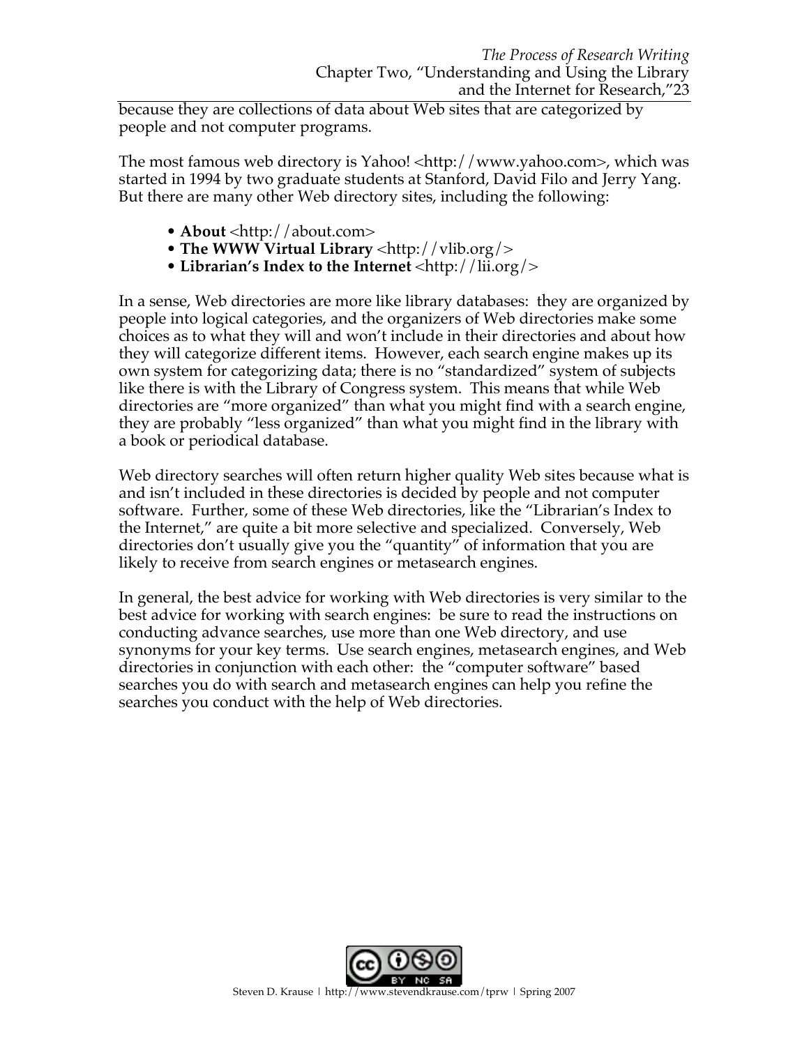because they are collections of data about Web sites that are categorized by people and not computer programs.

The most famous web directory is Yahoo! <http://www.yahoo.com>, which was started in 1994 by two graduate students at Stanford, David Filo and Jerry Yang. But there are many other Web directory sites, including the following:

- **About** <http://about.com>
- **The WWW Virtual Library** <http://vlib.org/>
- **Librarian's Index to the Internet** <http://lii.org/>

In a sense, Web directories are more like library databases: they are organized by people into logical categories, and the organizers of Web directories make some choices as to what they will and won't include in their directories and about how they will categorize different items. However, each search engine makes up its own system for categorizing data; there is no "standardized" system of subjects like there is with the Library of Congress system. This means that while Web directories are "more organized" than what you might find with a search engine, they are probably "less organized" than what you might find in the library with a book or periodical database.

Web directory searches will often return higher quality Web sites because what is and isn't included in these directories is decided by people and not computer software. Further, some of these Web directories, like the "Librarian's Index to the Internet," are quite a bit more selective and specialized. Conversely, Web directories don't usually give you the "quantity" of information that you are likely to receive from search engines or metasearch engines.

In general, the best advice for working with Web directories is very similar to the best advice for working with search engines: be sure to read the instructions on conducting advance searches, use more than one Web directory, and use synonyms for your key terms. Use search engines, metasearch engines, and Web directories in conjunction with each other: the "computer software" based searches you do with search and metasearch engines can help you refine the searches you conduct with the help of Web directories.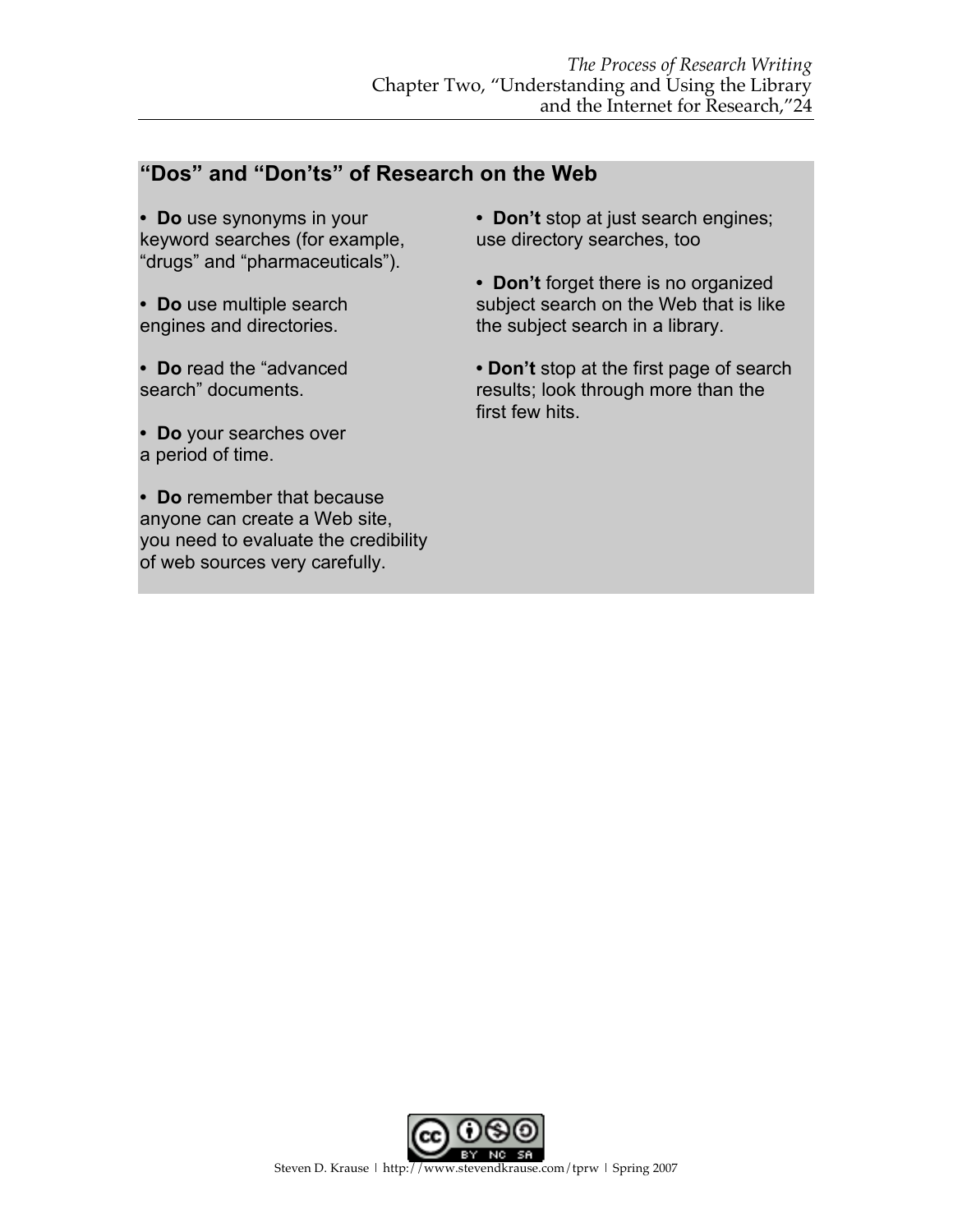## "Dos" and "Don'ts" of Research on the Web

- **Do** use synonyms in your keyword searches (for example, "drugs" and "pharmaceuticals").
- **Do** use multiple search engines and directories.
- **Do** read the "advanced search" documents.
- **Do** your searches over a period of time.
- **Do** remember that because anyone can create a Web site, you need to evaluate the credibility of web sources very carefully.
- **Don't** stop at just search engines; use directory searches, too
- **Don't** forget there is no organized subject search on the Web that is like the subject search in a library.
- **Don't** stop at the first page of search results; look through more than the first few hits.